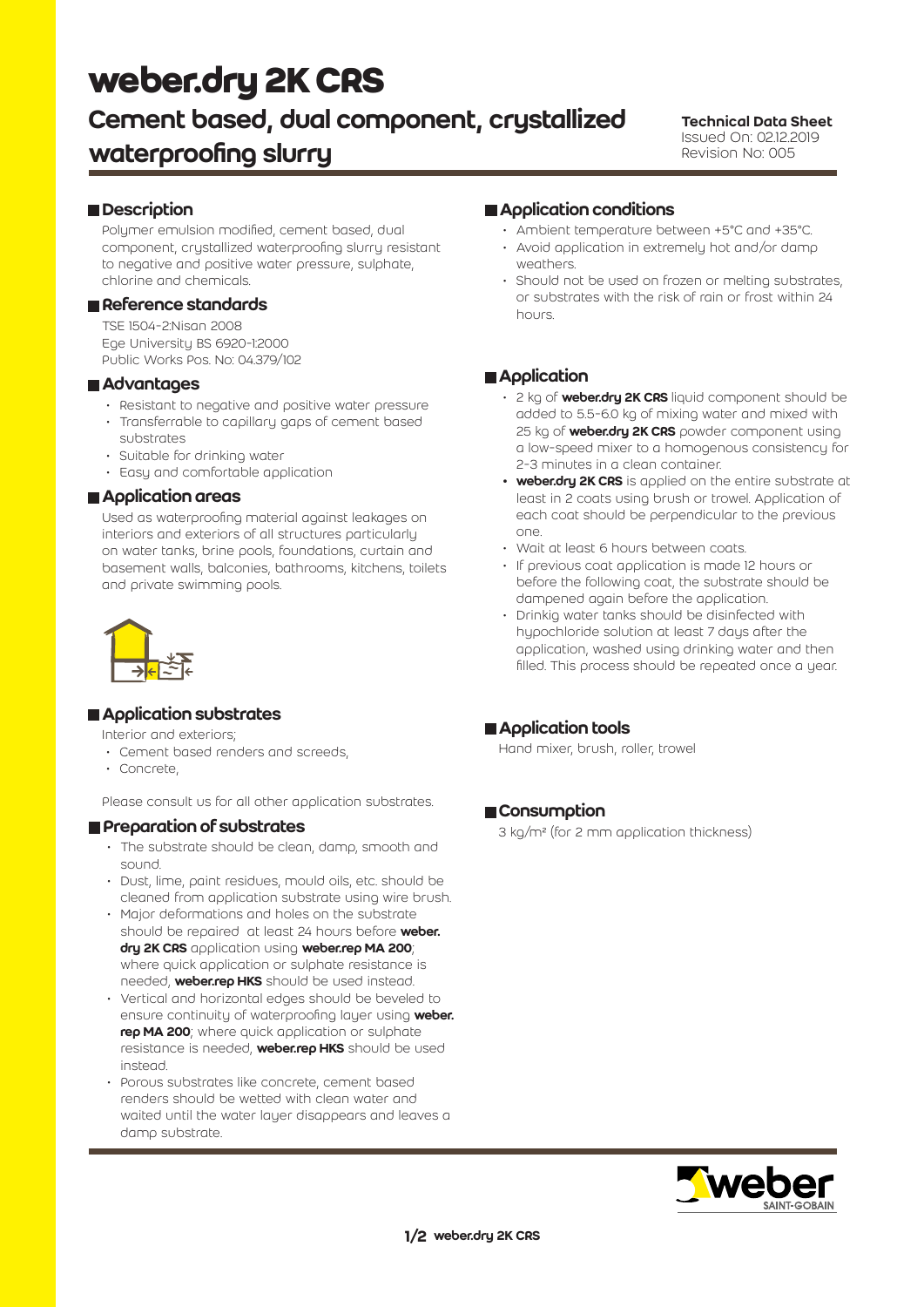# weber.dry 2K CRS

## Cement based, dual component, crystallized waterproofing slurry

**Technical Data Sheet**
Issued On: 02.12.2019
Revision No: 005

### Description

Polymer emulsion modified, cement based, dual component, crystallized waterproofing slurry resistant to negative and positive water pressure, sulphate, chlorine and chemicals.

### Reference standards

TSE 1504-2:Nisan 2008
Ege University BS 6920-1:2000
Public Works Pos. No: 04.379/102

### Advantages

- Resistant to negative and positive water pressure
- Transferrable to capillary gaps of cement based substrates
- Suitable for drinking water
- Easy and comfortable application

### Application areas

Used as waterproofing material against leakages on interiors and exteriors of all structures particularly on water tanks, brine pools, foundations, curtain and basement walls, balconies, bathrooms, kitchens, toilets and private swimming pools.

### Application substrates

Interior and exteriors;

- Cement based renders and screeds,
- Concrete,

Please consult us for all other application substrates.

### Preparation of substrates

- The substrate should be clean, damp, smooth and sound.
- Dust, lime, paint residues, mould oils, etc. should be cleaned from application substrate using wire brush.
- Major deformations and holes on the substrate should be repaired at least 24 hours before **weber.dry 2K CRS** application using **weber.rep MA 200**; where quick application or sulphate resistance is needed, **weber.rep HKS** should be used instead.
- Vertical and horizontal edges should be beveled to ensure continuity of waterproofing layer using **weber.rep MA 200**; where quick application or sulphate resistance is needed, **weber.rep HKS** should be used instead.
- Porous substrates like concrete, cement based renders should be wetted with clean water and waited until the water layer disappears and leaves a damp substrate.

### Application conditions

- Ambient temperature between +5°C and +35°C.
- Avoid application in extremely hot and/or damp weathers.
- Should not be used on frozen or melting substrates, or substrates with the risk of rain or frost within 24 hours.

### Application

- 2 kg of **weber.dry 2K CRS** liquid component should be added to 5.5-6.0 kg of mixing water and mixed with 25 kg of **weber.dry 2K CRS** powder component using a low-speed mixer to a homogenous consistency for 2-3 minutes in a clean container.
- **weber.dry 2K CRS** is applied on the entire substrate at least in 2 coats using brush or trowel. Application of each coat should be perpendicular to the previous one.
- Wait at least 6 hours between coats.
- If previous coat application is made 12 hours or before the following coat, the substrate should be dampened again before the application.
- Drinkig water tanks should be disinfected with hypochloride solution at least 7 days after the application, washed using drinking water and then filled. This process should be repeated once a year.

### Application tools

Hand mixer, brush, roller, trowel

### Consumption

3 kg/m² (for 2 mm application thickness)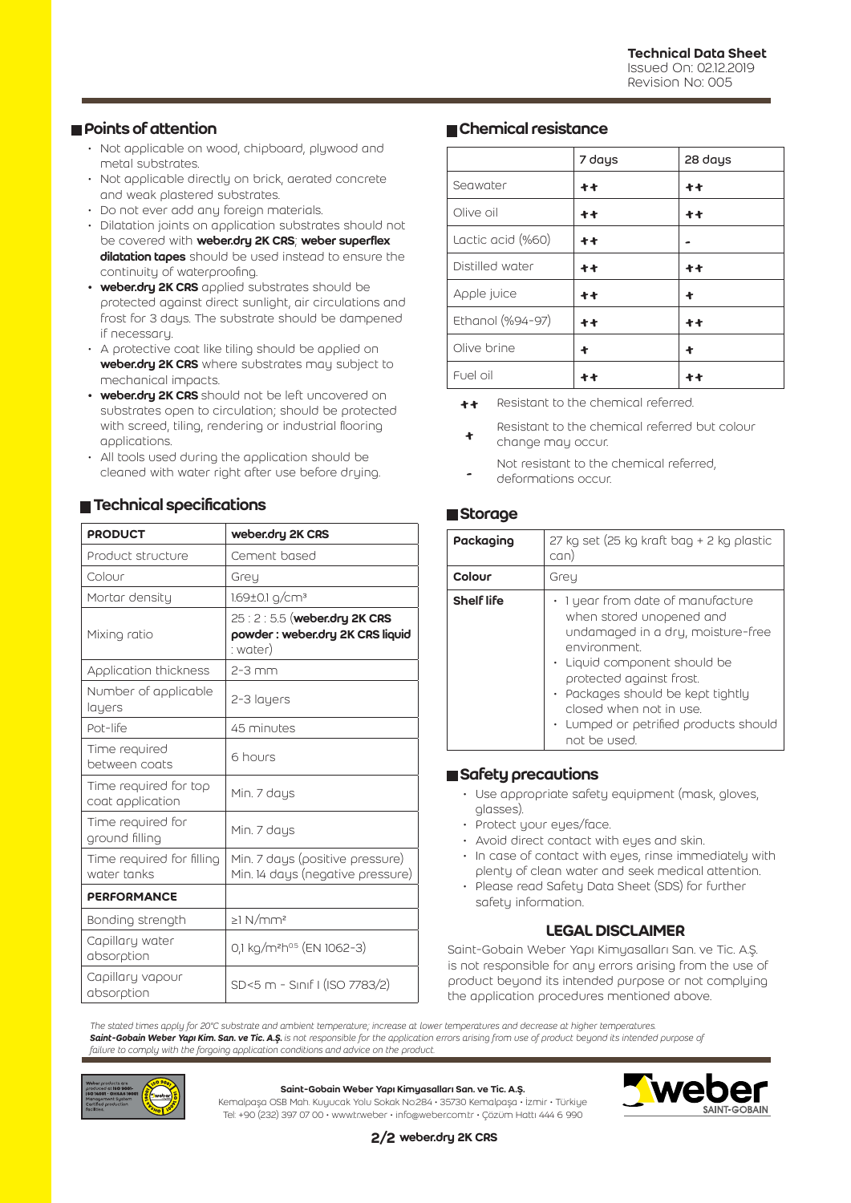Technical Data Sheet
Issued On: 02.12.2019
Revision No: 005

## Points of attention

- Not applicable on wood, chipboard, plywood and metal substrates.
- Not applicable directly on brick, aerated concrete and weak plastered substrates.
- Do not ever add any foreign materials.
- Dilatation joints on application substrates should not be covered with **weber.dry 2K CRS**; **weber superflex dilatation tapes** should be used instead to ensure the continuity of waterproofing.
- **weber.dry 2K CRS** applied substrates should be protected against direct sunlight, air circulations and frost for 3 days. The substrate should be dampened if necessary.
- A protective coat like tiling should be applied on **weber.dry 2K CRS** where substrates may subject to mechanical impacts.
- **weber.dry 2K CRS** should not be left uncovered on substrates open to circulation; should be protected with screed, tiling, rendering or industrial flooring applications.
- All tools used during the application should be cleaned with water right after use before drying.

## Technical specifications

| PRODUCT | weber.dry 2K CRS |
|---|---|
| Product structure | Cement based |
| Colour | Grey |
| Mortar density | 1.69±0.1 g/cm³ |
| Mixing ratio | 25 : 2 : 5.5 (**weber.dry 2K CRS powder : weber.dry 2K CRS liquid** : water) |
| Application thickness | 2-3 mm |
| Number of applicable layers | 2-3 layers |
| Pot-life | 45 minutes |
| Time required between coats | 6 hours |
| Time required for top coat application | Min. 7 days |
| Time required for ground filling | Min. 7 days |
| Time required for filling water tanks | Min. 7 days (positive pressure) Min. 14 days (negative pressure) |
| **PERFORMANCE** | |
| Bonding strength | ≥1 N/mm² |
| Capillary water absorption | 0,1 kg/m²h$^{0.5}$ (EN 1062-3) |
| Capillary vapour absorption | SD<5 m - Sınıf I (ISO 7783/2) |

## Chemical resistance

| | 7 days | 28 days |
|---|---|---|
| Seawater | ++ | ++ |
| Olive oil | ++ | ++ |
| Lactic acid (%60) | ++ | - |
| Distilled water | ++ | ++ |
| Apple juice | ++ | + |
| Ethanol (%94-97) | ++ | ++ |
| Olive brine | + | + |
| Fuel oil | ++ | ++ |

++ Resistant to the chemical referred.

+ Resistant to the chemical referred but colour change may occur.

- Not resistant to the chemical referred, deformations occur.

## Storage

| Packaging | 27 kg set (25 kg kraft bag + 2 kg plastic can) |
|---|---|
| **Colour** | Grey |
| **Shelf life** | • 1 year from date of manufacture when stored unopened and undamaged in a dry, moisture-free environment. • Liquid component should be protected against frost. • Packages should be kept tightly closed when not in use. • Lumped or petrified products should not be used. |

## Safety precautions

- Use appropriate safety equipment (mask, gloves, glasses).
- Protect your eyes/face.
- Avoid direct contact with eyes and skin.
- In case of contact with eyes, rinse immediately with plenty of clean water and seek medical attention.
- Please read Safety Data Sheet (SDS) for further safety information.

### LEGAL DISCLAIMER

Saint-Gobain Weber Yapı Kimyasalları San. ve Tic. A.Ş. is not responsible for any errors arising from the use of product beyond its intended purpose or not complying the application procedures mentioned above.

*The stated times apply for 20°C substrate and ambient temperature; increase at lower temperatures and decrease at higher temperatures.*
***Saint-Gobain Weber Yapı Kim. San. ve Tic. A.Ş.** is not responsible for the application errors arising from use of product beyond its intended purpose of failure to comply with the forgoing application conditions and advice on the product.*

**Saint-Gobain Weber Yapı Kimyasalları San. ve Tic. A.Ş.**
Kemalpaşa OSB Mah. Kuyucak Yolu Sokak No:284 • 35730 Kemalpaşa • İzmir • Türkiye
Tel: +90 (232) 397 07 00 • www.tr.weber • info@weber.com.tr • Çözüm Hattı 444 6 990